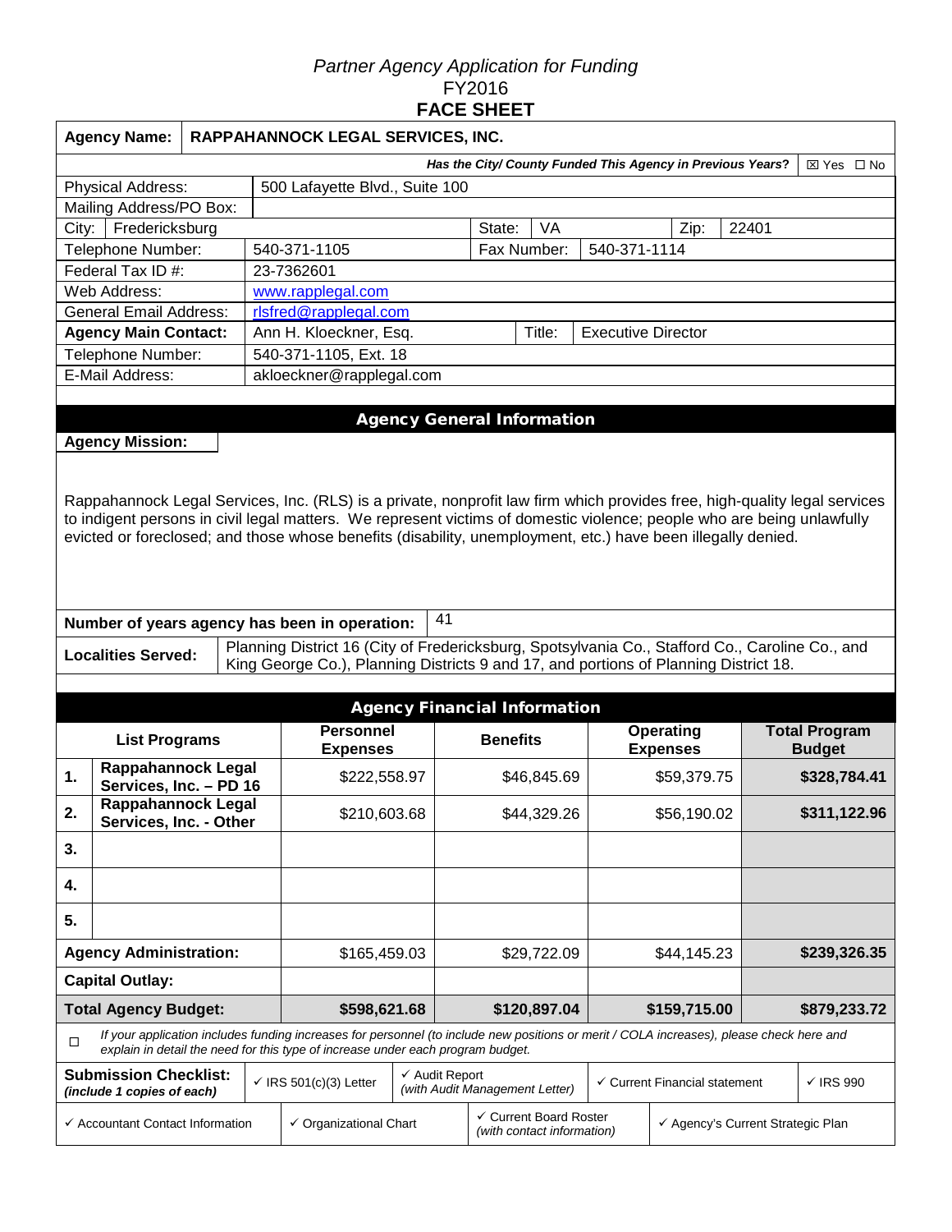*Partner Agency Application for Funding*
FY2016
**FACE SHEET**

| **Agency Name:** | **RAPPAHANNOCK LEGAL SERVICES, INC.** |
|---|---|
| ***Has the City/ County Funded This Agency in Previous Years?*** | ☒ Yes ☐ No |

| | | | | | |
|---|---|---|---|---|---|
| Physical Address: | 500 Lafayette Blvd., Suite 100 | | | | |
| Mailing Address/PO Box: | | | | | |
| City: | Fredericksburg | State: | VA | Zip: | 22401 |
| Telephone Number: | 540-371-1105 | Fax Number: | 540-371-1114 | | |
| Federal Tax ID #: | 23-7362601 | | | | |
| Web Address: | www.rapplegal.com | | | | |
| General Email Address: | rlsfred@rapplegal.com | | | | |
| **Agency Main Contact:** | Ann H. Kloeckner, Esq. | Title: | Executive Director | | |
| Telephone Number: | 540-371-1105, Ext. 18 | | | | |
| E-Mail Address: | akloeckner@rapplegal.com | | | | |

## Agency General Information

**Agency Mission:**

Rappahannock Legal Services, Inc. (RLS) is a private, nonprofit law firm which provides free, high-quality legal services to indigent persons in civil legal matters. We represent victims of domestic violence; people who are being unlawfully evicted or foreclosed; and those whose benefits (disability, unemployment, etc.) have been illegally denied.

**Number of years agency has been in operation:** 41

**Localities Served:** Planning District 16 (City of Fredericksburg, Spotsylvania Co., Stafford Co., Caroline Co., and King George Co.), Planning Districts 9 and 17, and portions of Planning District 18.

## Agency Financial Information

| List Programs | Personnel Expenses | Benefits | Operating Expenses | Total Program Budget |
|---|---|---|---|---|
| 1. **Rappahannock Legal Services, Inc. – PD 16** | $222,558.97 | $46,845.69 | $59,379.75 | **$328,784.41** |
| 2. **Rappahannock Legal Services, Inc. - Other** | $210,603.68 | $44,329.26 | $56,190.02 | **$311,122.96** |
| 3. | | | | |
| 4. | | | | |
| 5. | | | | |
| **Agency Administration:** | $165,459.03 | $29,722.09 | $44,145.23 | **$239,326.35** |
| **Capital Outlay:** | | | | |
| **Total Agency Budget:** | **$598,621.68** | **$120,897.04** | **$159,715.00** | **$879,233.72** |

☐ *If your application includes funding increases for personnel (to include new positions or merit / COLA increases), please check here and explain in detail the need for this type of increase under each program budget.*

**Submission Checklist:** *(include 1 copies of each)*

- ✓ IRS 501(c)(3) Letter
- ✓ Audit Report *(with Audit Management Letter)*
- ✓ Current Financial statement
- ✓ IRS 990
- ✓ Accountant Contact Information
- ✓ Organizational Chart
- ✓ Current Board Roster *(with contact information)*
- ✓ Agency's Current Strategic Plan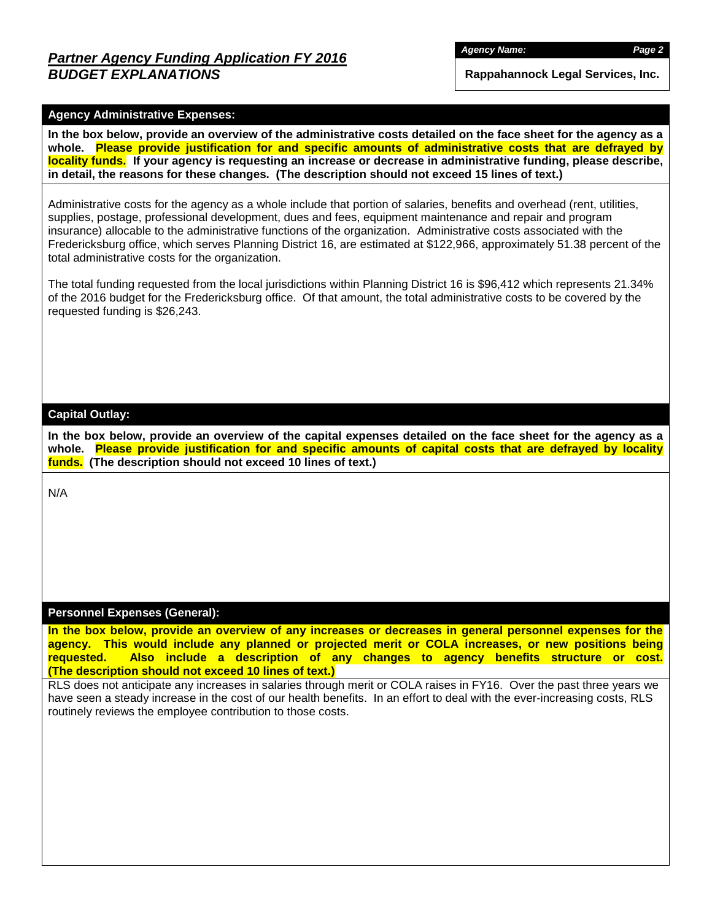# *Partner Agency Funding Application FY 2016*
## *BUDGET EXPLANATIONS*

***Agency Name:*** **Rappahannock Legal Services, Inc.**

### Agency Administrative Expenses:

**In the box below, provide an overview of the administrative costs detailed on the face sheet for the agency as a whole. Please provide justification for and specific amounts of administrative costs that are defrayed by locality funds. If your agency is requesting an increase or decrease in administrative funding, please describe, in detail, the reasons for these changes. (The description should not exceed 15 lines of text.)**

Administrative costs for the agency as a whole include that portion of salaries, benefits and overhead (rent, utilities, supplies, postage, professional development, dues and fees, equipment maintenance and repair and program insurance) allocable to the administrative functions of the organization. Administrative costs associated with the Fredericksburg office, which serves Planning District 16, are estimated at $122,966, approximately 51.38 percent of the total administrative costs for the organization.

The total funding requested from the local jurisdictions within Planning District 16 is $96,412 which represents 21.34% of the 2016 budget for the Fredericksburg office. Of that amount, the total administrative costs to be covered by the requested funding is $26,243.

### Capital Outlay:

**In the box below, provide an overview of the capital expenses detailed on the face sheet for the agency as a whole. Please provide justification for and specific amounts of capital costs that are defrayed by locality funds. (The description should not exceed 10 lines of text.)**

N/A

### Personnel Expenses (General):

**In the box below, provide an overview of any increases or decreases in general personnel expenses for the agency. This would include any planned or projected merit or COLA increases, or new positions being requested. Also include a description of any changes to agency benefits structure or cost. (The description should not exceed 10 lines of text.)**

RLS does not anticipate any increases in salaries through merit or COLA raises in FY16. Over the past three years we have seen a steady increase in the cost of our health benefits. In an effort to deal with the ever-increasing costs, RLS routinely reviews the employee contribution to those costs.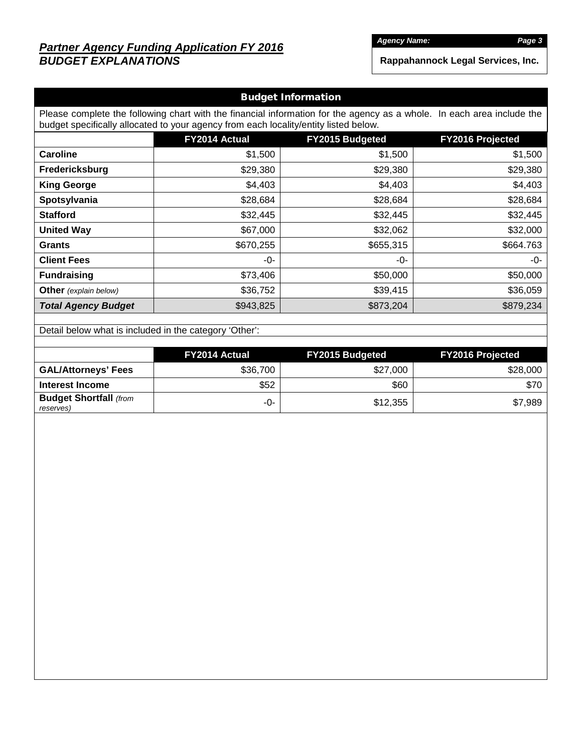# *Partner Agency Funding Application FY 2016*
## *BUDGET EXPLANATIONS*

***Agency Name:***

**Rappahannock Legal Services, Inc.**

## Budget Information

Please complete the following chart with the financial information for the agency as a whole. In each area include the budget specifically allocated to your agency from each locality/entity listed below.

| | FY2014 Actual | FY2015 Budgeted | FY2016 Projected |
|---|---|---|---|
| **Caroline** | $1,500 | $1,500 | $1,500 |
| **Fredericksburg** | $29,380 | $29,380 | $29,380 |
| **King George** | $4,403 | $4,403 | $4,403 |
| **Spotsylvania** | $28,684 | $28,684 | $28,684 |
| **Stafford** | $32,445 | $32,445 | $32,445 |
| **United Way** | $67,000 | $32,062 | $32,000 |
| **Grants** | $670,255 | $655,315 | $664.763 |
| **Client Fees** | -0- | -0- | -0- |
| **Fundraising** | $73,406 | $50,000 | $50,000 |
| **Other** *(explain below)* | $36,752 | $39,415 | $36,059 |
| ***Total Agency Budget*** | $943,825 | $873,204 | $879,234 |

Detail below what is included in the category 'Other':

| | FY2014 Actual | FY2015 Budgeted | FY2016 Projected |
|---|---|---|---|
| **GAL/Attorneys' Fees** | $36,700 | $27,000 | $28,000 |
| **Interest Income** | $52 | $60 | $70 |
| **Budget Shortfall** *(from reserves)* | -0- | $12,355 | $7,989 |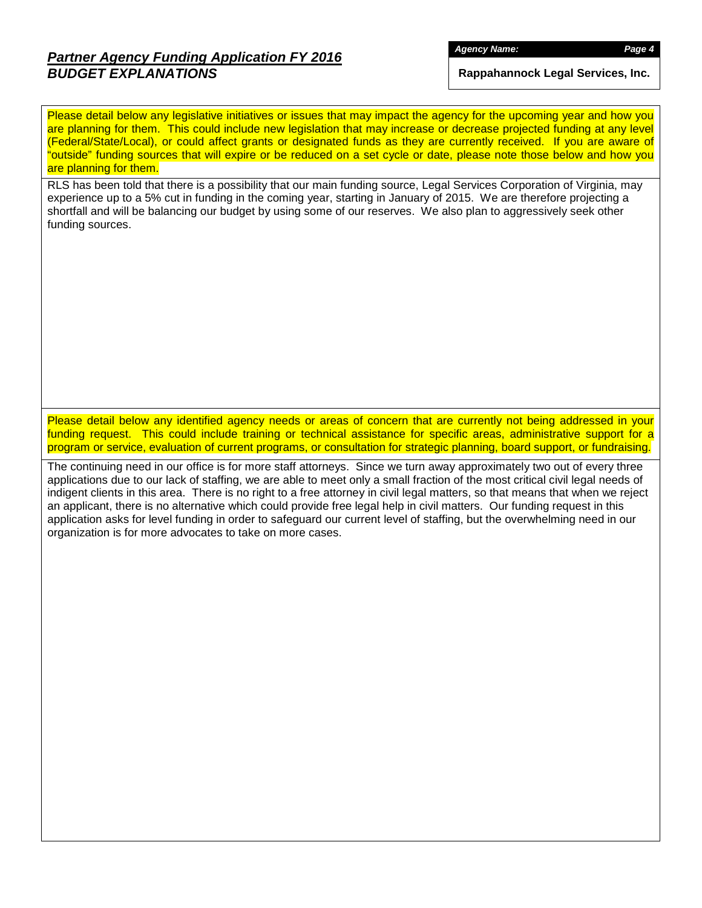## *Partner Agency Funding Application FY 2016*
## *BUDGET EXPLANATIONS*

***Agency Name:***

**Rappahannock Legal Services, Inc.**

Please detail below any legislative initiatives or issues that may impact the agency for the upcoming year and how you are planning for them. This could include new legislation that may increase or decrease projected funding at any level (Federal/State/Local), or could affect grants or designated funds as they are currently received. If you are aware of "outside" funding sources that will expire or be reduced on a set cycle or date, please note those below and how you are planning for them.

RLS has been told that there is a possibility that our main funding source, Legal Services Corporation of Virginia, may experience up to a 5% cut in funding in the coming year, starting in January of 2015. We are therefore projecting a shortfall and will be balancing our budget by using some of our reserves. We also plan to aggressively seek other funding sources.

Please detail below any identified agency needs or areas of concern that are currently not being addressed in your funding request. This could include training or technical assistance for specific areas, administrative support for a program or service, evaluation of current programs, or consultation for strategic planning, board support, or fundraising.

The continuing need in our office is for more staff attorneys. Since we turn away approximately two out of every three applications due to our lack of staffing, we are able to meet only a small fraction of the most critical civil legal needs of indigent clients in this area. There is no right to a free attorney in civil legal matters, so that means that when we reject an applicant, there is no alternative which could provide free legal help in civil matters. Our funding request in this application asks for level funding in order to safeguard our current level of staffing, but the overwhelming need in our organization is for more advocates to take on more cases.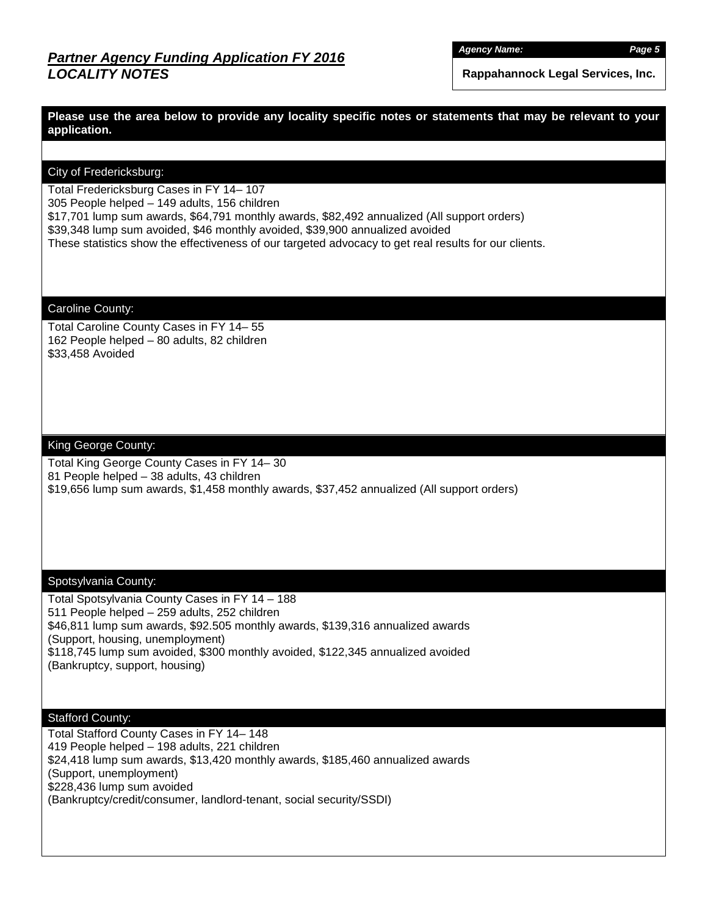## *Partner Agency Funding Application FY 2016*
## *LOCALITY NOTES*

***Agency Name:***

**Rappahannock Legal Services, Inc.**

**Please use the area below to provide any locality specific notes or statements that may be relevant to your application.**

### City of Fredericksburg:

Total Fredericksburg Cases in FY 14– 107
305 People helped – 149 adults, 156 children
$17,701 lump sum awards, $64,791 monthly awards, $82,492 annualized (All support orders)
$39,348 lump sum avoided, $46 monthly avoided, $39,900 annualized avoided
These statistics show the effectiveness of our targeted advocacy to get real results for our clients.

### Caroline County:

Total Caroline County Cases in FY 14– 55
162 People helped – 80 adults, 82 children
$33,458 Avoided

### King George County:

Total King George County Cases in FY 14– 30
81 People helped – 38 adults, 43 children
$19,656 lump sum awards, $1,458 monthly awards, $37,452 annualized (All support orders)

### Spotsylvania County:

Total Spotsylvania County Cases in FY 14 – 188
511 People helped – 259 adults, 252 children
$46,811 lump sum awards, $92.505 monthly awards, $139,316 annualized awards
(Support, housing, unemployment)
$118,745 lump sum avoided, $300 monthly avoided, $122,345 annualized avoided
(Bankruptcy, support, housing)

### Stafford County:

Total Stafford County Cases in FY 14– 148
419 People helped – 198 adults, 221 children
$24,418 lump sum awards, $13,420 monthly awards, $185,460 annualized awards
(Support, unemployment)
$228,436 lump sum avoided
(Bankruptcy/credit/consumer, landlord-tenant, social security/SSDI)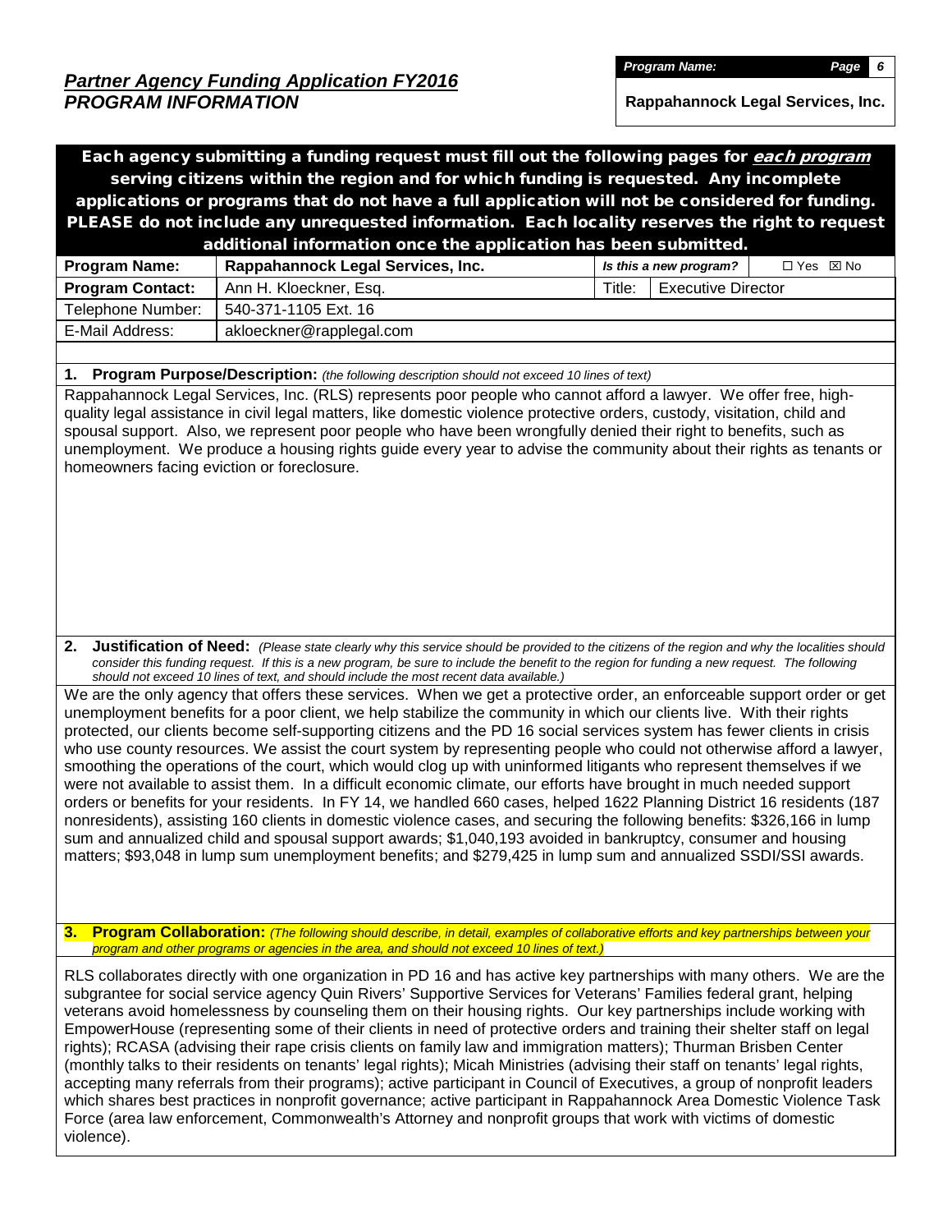## *Partner Agency Funding Application FY2016*
## *PROGRAM INFORMATION*

| *Program Name:* | |
|---|---|
| **Rappahannock Legal Services, Inc.** | |

**Each agency submitting a funding request must fill out the following pages for *each program* serving citizens within the region and for which funding is requested. Any incomplete applications or programs that do not have a full application will not be considered for funding. PLEASE do not include any unrequested information. Each locality reserves the right to request additional information once the application has been submitted.**

| **Program Name:** | **Rappahannock Legal Services, Inc.** | ***Is this a new program?*** | ☐ Yes ☒ No |
|---|---|---|---|
| **Program Contact:** | Ann H. Kloeckner, Esq. | Title: | Executive Director |
| Telephone Number: | 540-371-1105 Ext. 16 | | |
| E-Mail Address: | akloeckner@rapplegal.com | | |

**1. Program Purpose/Description:** *(the following description should not exceed 10 lines of text)*

Rappahannock Legal Services, Inc. (RLS) represents poor people who cannot afford a lawyer. We offer free, high-quality legal assistance in civil legal matters, like domestic violence protective orders, custody, visitation, child and spousal support. Also, we represent poor people who have been wrongfully denied their right to benefits, such as unemployment. We produce a housing rights guide every year to advise the community about their rights as tenants or homeowners facing eviction or foreclosure.

**2. Justification of Need:** *(Please state clearly why this service should be provided to the citizens of the region and why the localities should consider this funding request. If this is a new program, be sure to include the benefit to the region for funding a new request. The following should not exceed 10 lines of text, and should include the most recent data available.)*

We are the only agency that offers these services. When we get a protective order, an enforceable support order or get unemployment benefits for a poor client, we help stabilize the community in which our clients live. With their rights protected, our clients become self-supporting citizens and the PD 16 social services system has fewer clients in crisis who use county resources. We assist the court system by representing people who could not otherwise afford a lawyer, smoothing the operations of the court, which would clog up with uninformed litigants who represent themselves if we were not available to assist them. In a difficult economic climate, our efforts have brought in much needed support orders or benefits for your residents. In FY 14, we handled 660 cases, helped 1622 Planning District 16 residents (187 nonresidents), assisting 160 clients in domestic violence cases, and securing the following benefits: $326,166 in lump sum and annualized child and spousal support awards; $1,040,193 avoided in bankruptcy, consumer and housing matters; $93,048 in lump sum unemployment benefits; and $279,425 in lump sum and annualized SSDI/SSI awards.

**3. Program Collaboration:** *(The following should describe, in detail, examples of collaborative efforts and key partnerships between your program and other programs or agencies in the area, and should not exceed 10 lines of text.)*

RLS collaborates directly with one organization in PD 16 and has active key partnerships with many others. We are the subgrantee for social service agency Quin Rivers' Supportive Services for Veterans' Families federal grant, helping veterans avoid homelessness by counseling them on their housing rights. Our key partnerships include working with EmpowerHouse (representing some of their clients in need of protective orders and training their shelter staff on legal rights); RCASA (advising their rape crisis clients on family law and immigration matters); Thurman Brisben Center (monthly talks to their residents on tenants' legal rights); Micah Ministries (advising their staff on tenants' legal rights, accepting many referrals from their programs); active participant in Council of Executives, a group of nonprofit leaders which shares best practices in nonprofit governance; active participant in Rappahannock Area Domestic Violence Task Force (area law enforcement, Commonwealth's Attorney and nonprofit groups that work with victims of domestic violence).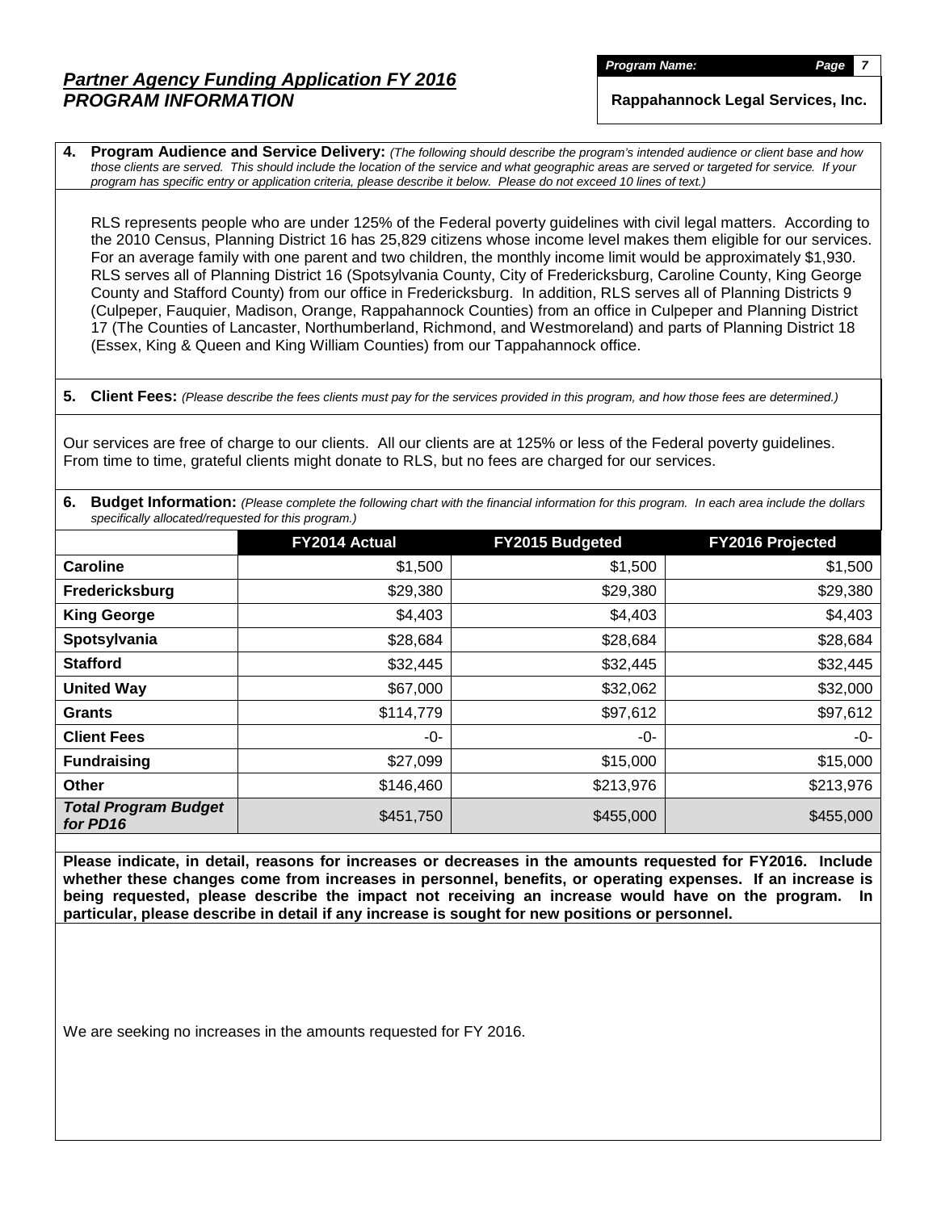## *Partner Agency Funding Application FY 2016*
## ***PROGRAM INFORMATION***

***Program Name:***

**Rappahannock Legal Services, Inc.**

**4. Program Audience and Service Delivery:** *(The following should describe the program's intended audience or client base and how those clients are served. This should include the location of the service and what geographic areas are served or targeted for service. If your program has specific entry or application criteria, please describe it below. Please do not exceed 10 lines of text.)*

RLS represents people who are under 125% of the Federal poverty guidelines with civil legal matters. According to the 2010 Census, Planning District 16 has 25,829 citizens whose income level makes them eligible for our services. For an average family with one parent and two children, the monthly income limit would be approximately $1,930. RLS serves all of Planning District 16 (Spotsylvania County, City of Fredericksburg, Caroline County, King George County and Stafford County) from our office in Fredericksburg. In addition, RLS serves all of Planning Districts 9 (Culpeper, Fauquier, Madison, Orange, Rappahannock Counties) from an office in Culpeper and Planning District 17 (The Counties of Lancaster, Northumberland, Richmond, and Westmoreland) and parts of Planning District 18 (Essex, King & Queen and King William Counties) from our Tappahannock office.

**5. Client Fees:** *(Please describe the fees clients must pay for the services provided in this program, and how those fees are determined.)*

Our services are free of charge to our clients. All our clients are at 125% or less of the Federal poverty guidelines. From time to time, grateful clients might donate to RLS, but no fees are charged for our services.

**6. Budget Information:** *(Please complete the following chart with the financial information for this program. In each area include the dollars specifically allocated/requested for this program.)*

| | FY2014 Actual | FY2015 Budgeted | FY2016 Projected |
|---|---|---|---|
| **Caroline** | $1,500 | $1,500 | $1,500 |
| **Fredericksburg** | $29,380 | $29,380 | $29,380 |
| **King George** | $4,403 | $4,403 | $4,403 |
| **Spotsylvania** | $28,684 | $28,684 | $28,684 |
| **Stafford** | $32,445 | $32,445 | $32,445 |
| **United Way** | $67,000 | $32,062 | $32,000 |
| **Grants** | $114,779 | $97,612 | $97,612 |
| **Client Fees** | -0- | -0- | -0- |
| **Fundraising** | $27,099 | $15,000 | $15,000 |
| **Other** | $146,460 | $213,976 | $213,976 |
| ***Total Program Budget for PD16*** | $451,750 | $455,000 | $455,000 |

**Please indicate, in detail, reasons for increases or decreases in the amounts requested for FY2016. Include whether these changes come from increases in personnel, benefits, or operating expenses. If an increase is being requested, please describe the impact not receiving an increase would have on the program. In particular, please describe in detail if any increase is sought for new positions or personnel.**

We are seeking no increases in the amounts requested for FY 2016.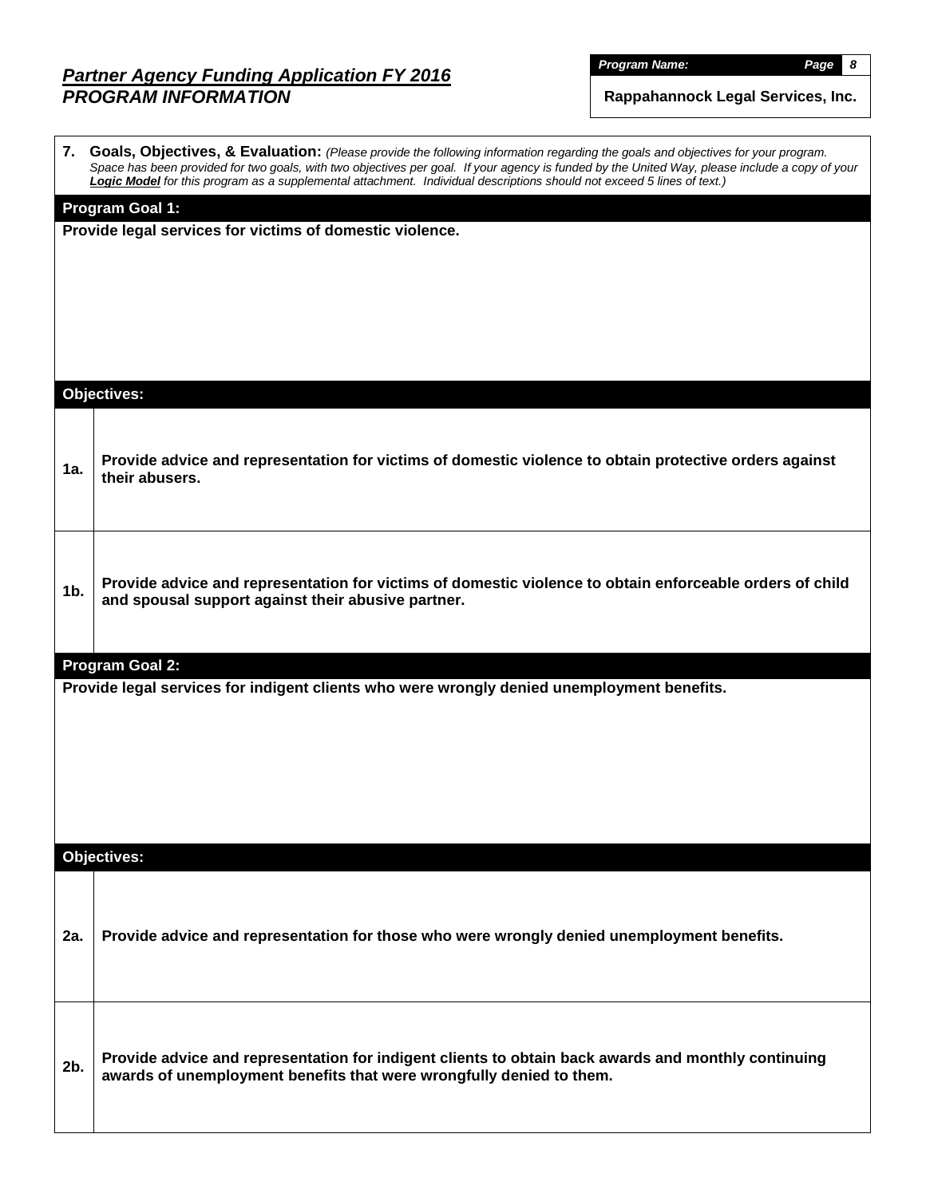## *Partner Agency Funding Application FY 2016*
## *PROGRAM INFORMATION*

***Program Name:***

**Rappahannock Legal Services, Inc.**

**7. Goals, Objectives, & Evaluation:** *(Please provide the following information regarding the goals and objectives for your program. Space has been provided for two goals, with two objectives per goal. If your agency is funded by the United Way, please include a copy of your* ***Logic Model*** *for this program as a supplemental attachment. Individual descriptions should not exceed 5 lines of text.)*

### Program Goal 1:

**Provide legal services for victims of domestic violence.**

### Objectives:

| | |
|---|---|
| **1a.** | **Provide advice and representation for victims of domestic violence to obtain protective orders against their abusers.** |
| **1b.** | **Provide advice and representation for victims of domestic violence to obtain enforceable orders of child and spousal support against their abusive partner.** |

### Program Goal 2:

**Provide legal services for indigent clients who were wrongly denied unemployment benefits.**

### Objectives:

| | |
|---|---|
| **2a.** | **Provide advice and representation for those who were wrongly denied unemployment benefits.** |
| **2b.** | **Provide advice and representation for indigent clients to obtain back awards and monthly continuing awards of unemployment benefits that were wrongfully denied to them.** |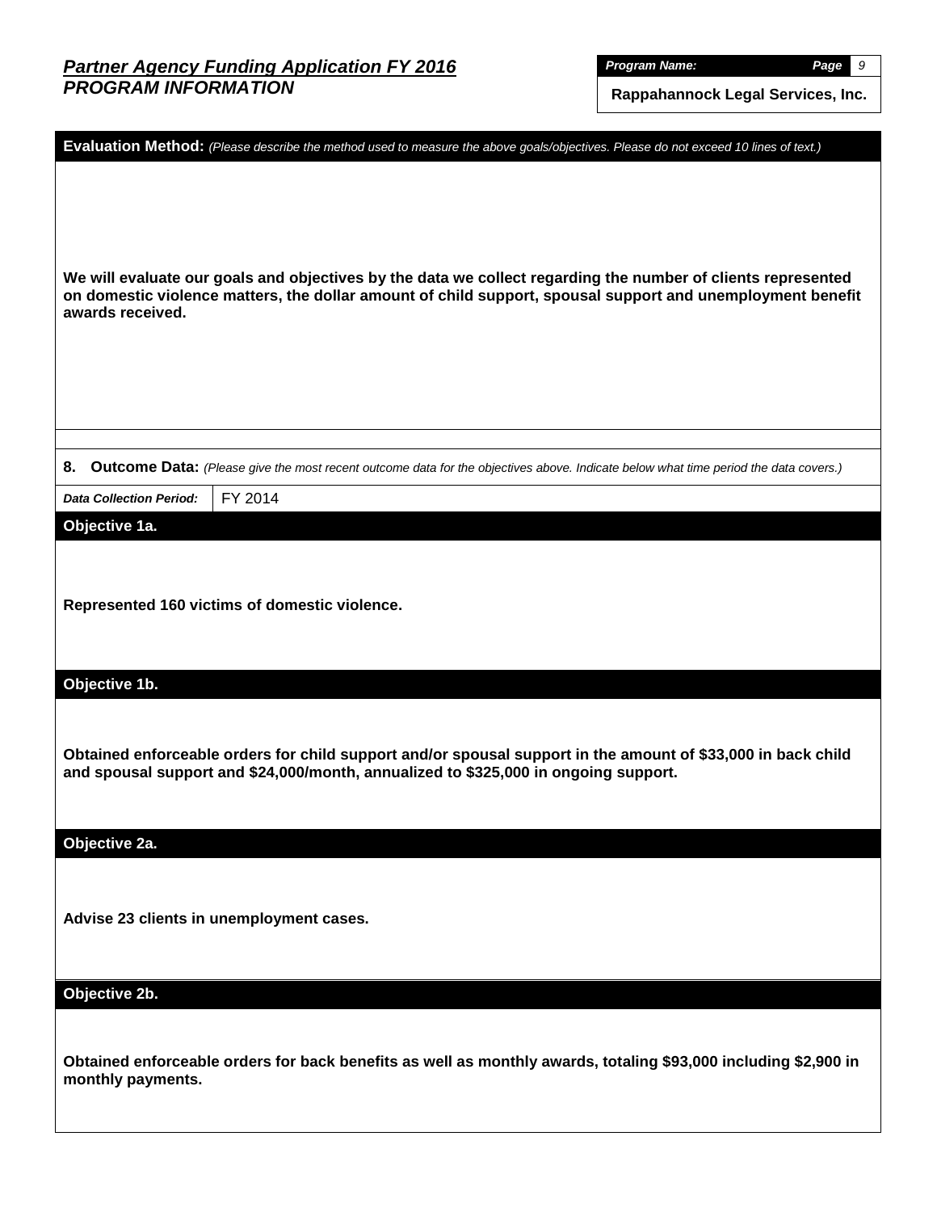**Evaluation Method:** *(Please describe the method used to measure the above goals/objectives. Please do not exceed 10 lines of text.)*

**We will evaluate our goals and objectives by the data we collect regarding the number of clients represented on domestic violence matters, the dollar amount of child support, spousal support and unemployment benefit awards received.**

**8. Outcome Data:** *(Please give the most recent outcome data for the objectives above. Indicate below what time period the data covers.)*

| *Data Collection Period:* | FY 2014 |
|---|---|

### Objective 1a.

**Represented 160 victims of domestic violence.**

### Objective 1b.

**Obtained enforceable orders for child support and/or spousal support in the amount of $33,000 in back child and spousal support and $24,000/month, annualized to $325,000 in ongoing support.**

### Objective 2a.

**Advise 23 clients in unemployment cases.**

### Objective 2b.

**Obtained enforceable orders for back benefits as well as monthly awards, totaling $93,000 including $2,900 in monthly payments.**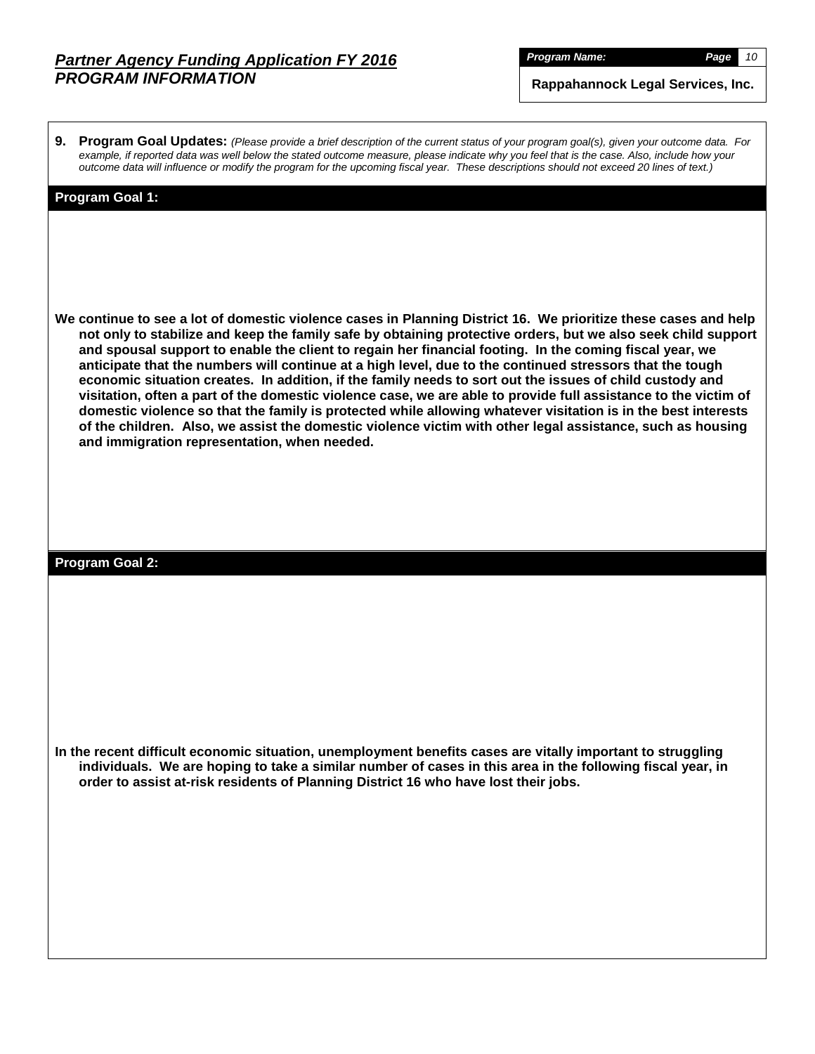***Partner Agency Funding Application FY 2016***
***PROGRAM INFORMATION***

**Program Name:** Rappahannock Legal Services, Inc.

**9. Program Goal Updates:** *(Please provide a brief description of the current status of your program goal(s), given your outcome data. For example, if reported data was well below the stated outcome measure, please indicate why you feel that is the case. Also, include how your outcome data will influence or modify the program for the upcoming fiscal year. These descriptions should not exceed 20 lines of text.)*

**Program Goal 1:**

**We continue to see a lot of domestic violence cases in Planning District 16. We prioritize these cases and help not only to stabilize and keep the family safe by obtaining protective orders, but we also seek child support and spousal support to enable the client to regain her financial footing. In the coming fiscal year, we anticipate that the numbers will continue at a high level, due to the continued stressors that the tough economic situation creates. In addition, if the family needs to sort out the issues of child custody and visitation, often a part of the domestic violence case, we are able to provide full assistance to the victim of domestic violence so that the family is protected while allowing whatever visitation is in the best interests of the children. Also, we assist the domestic violence victim with other legal assistance, such as housing and immigration representation, when needed.**

**Program Goal 2:**

**In the recent difficult economic situation, unemployment benefits cases are vitally important to struggling individuals. We are hoping to take a similar number of cases in this area in the following fiscal year, in order to assist at-risk residents of Planning District 16 who have lost their jobs.**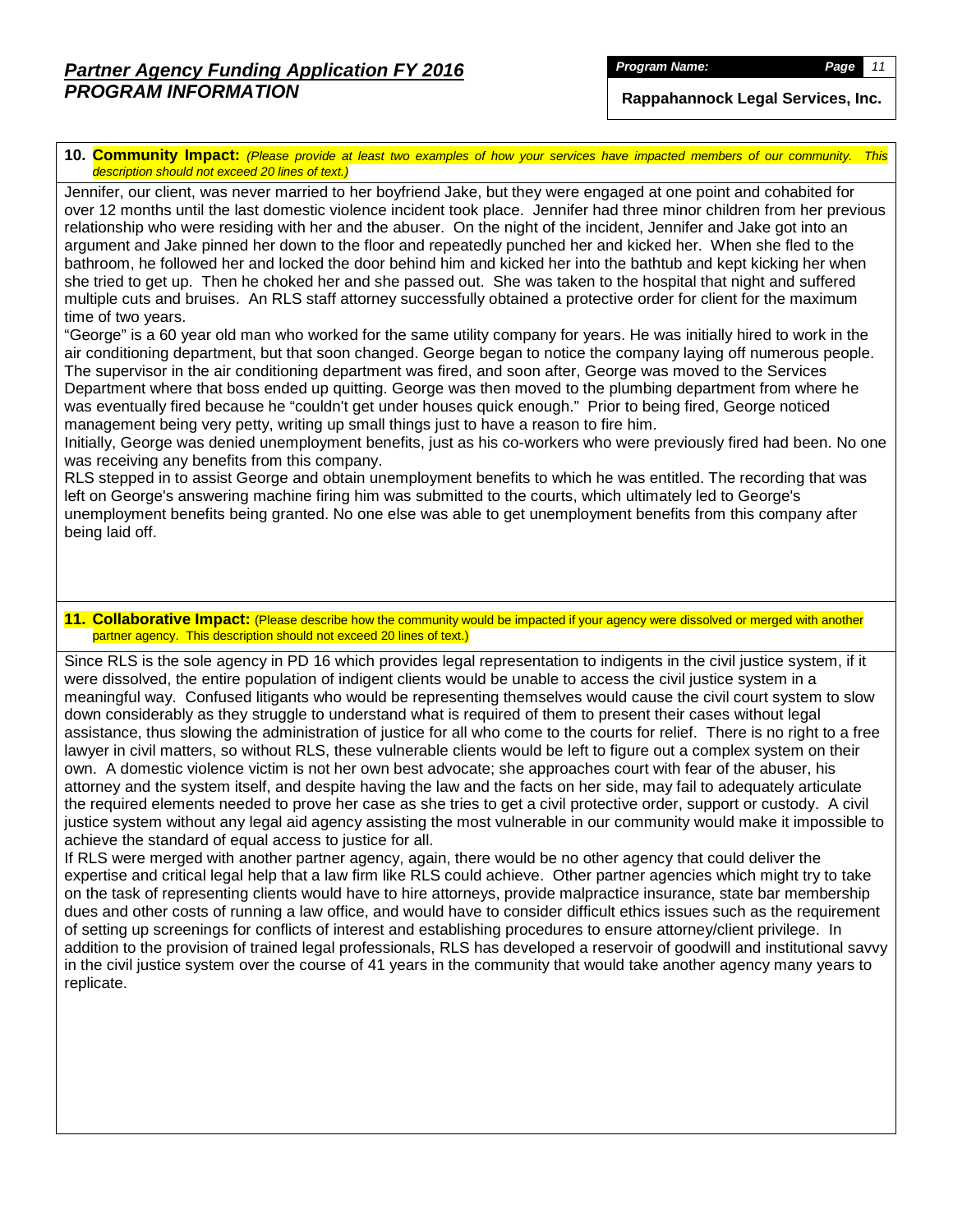## Partner Agency Funding Application FY 2016
## PROGRAM INFORMATION

**Program Name:** Rappahannock Legal Services, Inc.

**10. Community Impact:** *(Please provide at least two examples of how your services have impacted members of our community. This description should not exceed 20 lines of text.)*

Jennifer, our client, was never married to her boyfriend Jake, but they were engaged at one point and cohabited for over 12 months until the last domestic violence incident took place. Jennifer had three minor children from her previous relationship who were residing with her and the abuser. On the night of the incident, Jennifer and Jake got into an argument and Jake pinned her down to the floor and repeatedly punched her and kicked her. When she fled to the bathroom, he followed her and locked the door behind him and kicked her into the bathtub and kept kicking her when she tried to get up. Then he choked her and she passed out. She was taken to the hospital that night and suffered multiple cuts and bruises. An RLS staff attorney successfully obtained a protective order for client for the maximum time of two years.

"George" is a 60 year old man who worked for the same utility company for years. He was initially hired to work in the air conditioning department, but that soon changed. George began to notice the company laying off numerous people. The supervisor in the air conditioning department was fired, and soon after, George was moved to the Services Department where that boss ended up quitting. George was then moved to the plumbing department from where he was eventually fired because he "couldn't get under houses quick enough." Prior to being fired, George noticed management being very petty, writing up small things just to have a reason to fire him.

Initially, George was denied unemployment benefits, just as his co-workers who were previously fired had been. No one was receiving any benefits from this company.

RLS stepped in to assist George and obtain unemployment benefits to which he was entitled. The recording that was left on George's answering machine firing him was submitted to the courts, which ultimately led to George's unemployment benefits being granted. No one else was able to get unemployment benefits from this company after being laid off.

**11. Collaborative Impact:** (Please describe how the community would be impacted if your agency were dissolved or merged with another partner agency. This description should not exceed 20 lines of text.)

Since RLS is the sole agency in PD 16 which provides legal representation to indigents in the civil justice system, if it were dissolved, the entire population of indigent clients would be unable to access the civil justice system in a meaningful way. Confused litigants who would be representing themselves would cause the civil court system to slow down considerably as they struggle to understand what is required of them to present their cases without legal assistance, thus slowing the administration of justice for all who come to the courts for relief. There is no right to a free lawyer in civil matters, so without RLS, these vulnerable clients would be left to figure out a complex system on their own. A domestic violence victim is not her own best advocate; she approaches court with fear of the abuser, his attorney and the system itself, and despite having the law and the facts on her side, may fail to adequately articulate the required elements needed to prove her case as she tries to get a civil protective order, support or custody. A civil justice system without any legal aid agency assisting the most vulnerable in our community would make it impossible to achieve the standard of equal access to justice for all.

If RLS were merged with another partner agency, again, there would be no other agency that could deliver the expertise and critical legal help that a law firm like RLS could achieve. Other partner agencies which might try to take on the task of representing clients would have to hire attorneys, provide malpractice insurance, state bar membership dues and other costs of running a law office, and would have to consider difficult ethics issues such as the requirement of setting up screenings for conflicts of interest and establishing procedures to ensure attorney/client privilege. In addition to the provision of trained legal professionals, RLS has developed a reservoir of goodwill and institutional savvy in the civil justice system over the course of 41 years in the community that would take another agency many years to replicate.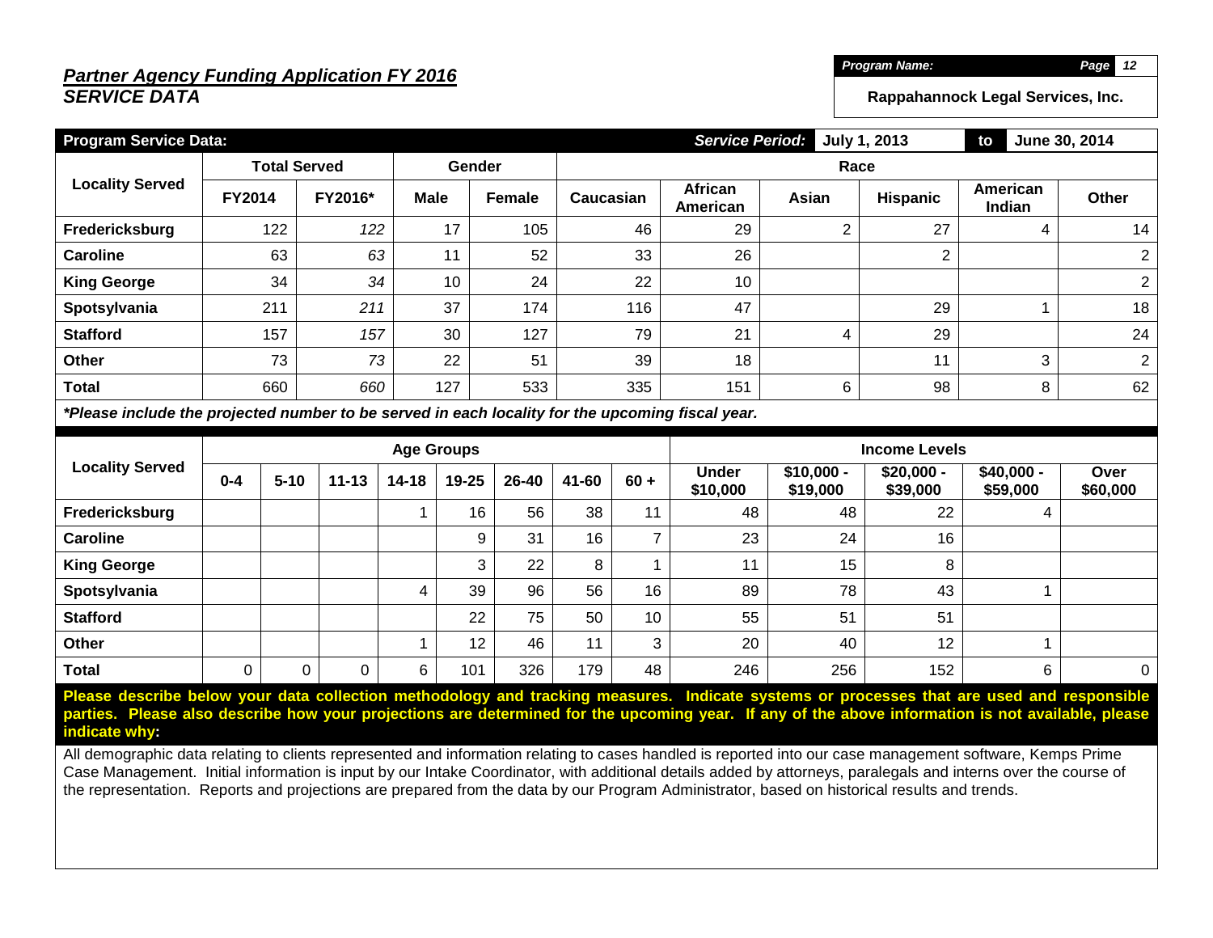***Partner Agency Funding Application FY 2016***
***SERVICE DATA***

***Program Name:*** Rappahannock Legal Services, Inc.

| **Program Service Data:** | | | | | | | ***Service Period:*** | **July 1, 2013** | **to** | **June 30, 2014** |
|---|---|---|---|---|---|---|---|---|---|---|
| **Locality Served** | **Total Served** | | **Gender** | | **Race** | | | | | |
| | **FY2014** | **FY2016*** | **Male** | **Female** | **Caucasian** | **African American** | **Asian** | **Hispanic** | **American Indian** | **Other** |
| **Fredericksburg** | 122 | *122* | 17 | 105 | 46 | 29 | 2 | 27 | 4 | 14 |
| **Caroline** | 63 | *63* | 11 | 52 | 33 | 26 | | 2 | | 2 |
| **King George** | 34 | *34* | 10 | 24 | 22 | 10 | | | | 2 |
| **Spotsylvania** | 211 | *211* | 37 | 174 | 116 | 47 | | 29 | 1 | 18 |
| **Stafford** | 157 | *157* | 30 | 127 | 79 | 21 | 4 | 29 | | 24 |
| **Other** | 73 | *73* | 22 | 51 | 39 | 18 | | 11 | 3 | 2 |
| **Total** | 660 | *660* | 127 | 533 | 335 | 151 | 6 | 98 | 8 | 62 |

***Please include the projected number to be served in each locality for the upcoming fiscal year.**

| **Locality Served** | **Age Groups** | | | | | | | | **Income Levels** | | | | |
|---|---|---|---|---|---|---|---|---|---|---|---|---|---|
| | **0-4** | **5-10** | **11-13** | **14-18** | **19-25** | **26-40** | **41-60** | **60 +** | **Under $10,000** | **$10,000 - $19,000** | **$20,000 - $39,000** | **$40,000 - $59,000** | **Over $60,000** |
| **Fredericksburg** | | | | 1 | 16 | 56 | 38 | 11 | 48 | 48 | 22 | 4 | |
| **Caroline** | | | | | 9 | 31 | 16 | 7 | 23 | 24 | 16 | | |
| **King George** | | | | | 3 | 22 | 8 | 1 | 11 | 15 | 8 | | |
| **Spotsylvania** | | | | 4 | 39 | 96 | 56 | 16 | 89 | 78 | 43 | 1 | |
| **Stafford** | | | | | 22 | 75 | 50 | 10 | 55 | 51 | 51 | | |
| **Other** | | | | 1 | 12 | 46 | 11 | 3 | 20 | 40 | 12 | 1 | |
| **Total** | 0 | 0 | 0 | 6 | 101 | 326 | 179 | 48 | 246 | 256 | 152 | 6 | 0 |

**Please describe below your data collection methodology and tracking measures. Indicate systems or processes that are used and responsible parties. Please also describe how your projections are determined for the upcoming year. If any of the above information is not available, please indicate why:**

All demographic data relating to clients represented and information relating to cases handled is reported into our case management software, Kemps Prime Case Management. Initial information is input by our Intake Coordinator, with additional details added by attorneys, paralegals and interns over the course of the representation. Reports and projections are prepared from the data by our Program Administrator, based on historical results and trends.